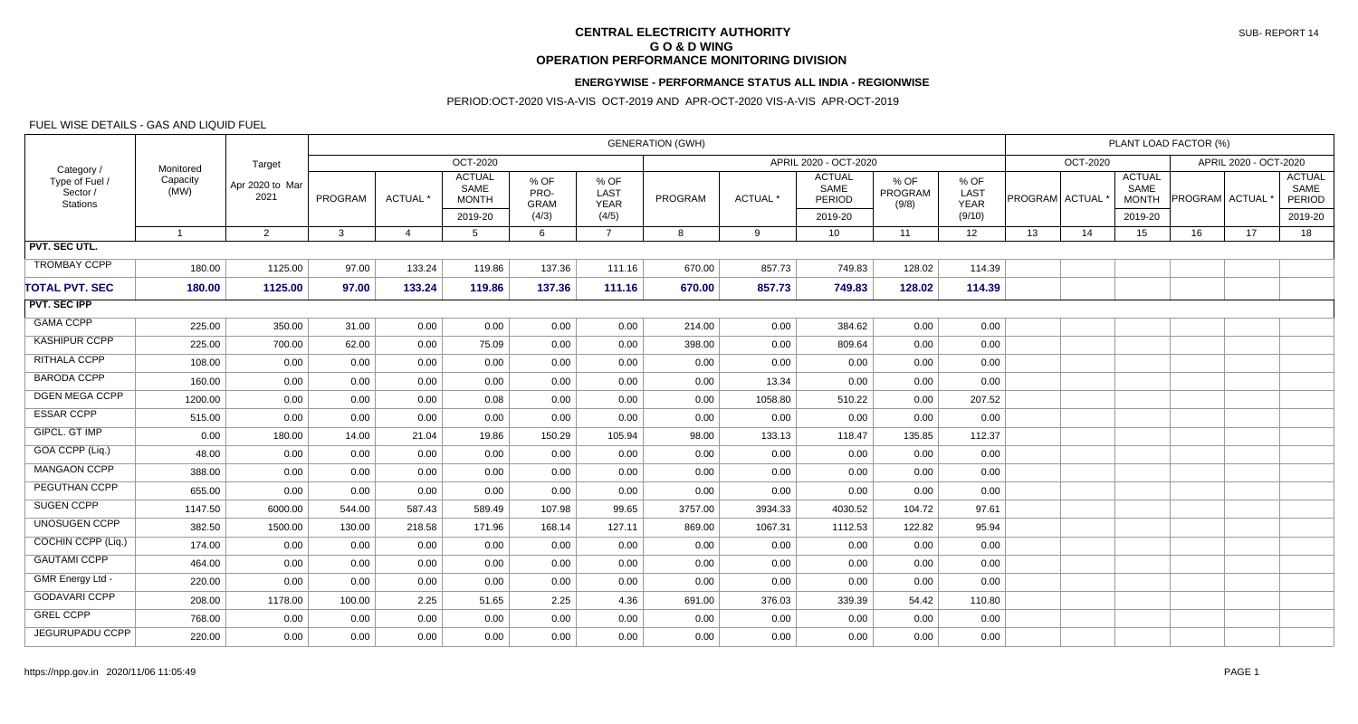# CENTRAL ELECTRICITY AUTHORITY
## G O & D WING
## OPERATION PERFORMANCE MONITORING DIVISION

SUB- REPORT 14

### ENERGYWISE - PERFORMANCE STATUS ALL INDIA - REGIONWISE

PERIOD:OCT-2020 VIS-A-VIS OCT-2019 AND APR-OCT-2020 VIS-A-VIS APR-OCT-2019

FUEL WISE DETAILS - GAS AND LIQUID FUEL

| Category / Type of Fuel / Sector / Stations | Monitored Capacity (MW) | Target Apr 2020 to Mar 2021 | GENERATION (GWH) OCT-2020 PROGRAM | ACTUAL * | ACTUAL SAME MONTH 2019-20 | % OF PRO-GRAM (4/3) | % OF LAST YEAR (4/5) | APRIL 2020 - OCT-2020 PROGRAM | ACTUAL * | ACTUAL SAME PERIOD 2019-20 | % OF PROGRAM (9/8) | % OF LAST YEAR (9/10) | PLANT LOAD FACTOR (%) OCT-2020 PROGRAM | ACTUAL * | ACTUAL SAME MONTH 2019-20 | APRIL 2020 - OCT-2020 PROGRAM | ACTUAL * | ACTUAL SAME PERIOD 2019-20 |
|---|---|---|---|---|---|---|---|---|---|---|---|---|---|---|---|---|---|---|
| | 1 | 2 | 3 | 4 | 5 | 6 | 7 | 8 | 9 | 10 | 11 | 12 | 13 | 14 | 15 | 16 | 17 | 18 |
| **PVT. SEC UTL.** | | | | | | | | | | | | | | | | | | |
| TROMBAY CCPP | 180.00 | 1125.00 | 97.00 | 133.24 | 119.86 | 137.36 | 111.16 | 670.00 | 857.73 | 749.83 | 128.02 | 114.39 | | | | | | |
| **TOTAL PVT. SEC** | **180.00** | **1125.00** | **97.00** | **133.24** | **119.86** | **137.36** | **111.16** | **670.00** | **857.73** | **749.83** | **128.02** | **114.39** | | | | | | |
| **PVT. SEC IPP** | | | | | | | | | | | | | | | | | | |
| GAMA CCPP | 225.00 | 350.00 | 31.00 | 0.00 | 0.00 | 0.00 | 0.00 | 214.00 | 0.00 | 384.62 | 0.00 | 0.00 | | | | | | |
| KASHIPUR CCPP | 225.00 | 700.00 | 62.00 | 0.00 | 75.09 | 0.00 | 0.00 | 398.00 | 0.00 | 809.64 | 0.00 | 0.00 | | | | | | |
| RITHALA CCPP | 108.00 | 0.00 | 0.00 | 0.00 | 0.00 | 0.00 | 0.00 | 0.00 | 0.00 | 0.00 | 0.00 | 0.00 | | | | | | |
| BARODA CCPP | 160.00 | 0.00 | 0.00 | 0.00 | 0.00 | 0.00 | 0.00 | 0.00 | 13.34 | 0.00 | 0.00 | 0.00 | | | | | | |
| DGEN MEGA CCPP | 1200.00 | 0.00 | 0.00 | 0.00 | 0.08 | 0.00 | 0.00 | 0.00 | 1058.80 | 510.22 | 0.00 | 207.52 | | | | | | |
| ESSAR CCPP | 515.00 | 0.00 | 0.00 | 0.00 | 0.00 | 0.00 | 0.00 | 0.00 | 0.00 | 0.00 | 0.00 | 0.00 | | | | | | |
| GIPCL. GT IMP | 0.00 | 180.00 | 14.00 | 21.04 | 19.86 | 150.29 | 105.94 | 98.00 | 133.13 | 118.47 | 135.85 | 112.37 | | | | | | |
| GOA CCPP (Liq.) | 48.00 | 0.00 | 0.00 | 0.00 | 0.00 | 0.00 | 0.00 | 0.00 | 0.00 | 0.00 | 0.00 | 0.00 | | | | | | |
| MANGAON CCPP | 388.00 | 0.00 | 0.00 | 0.00 | 0.00 | 0.00 | 0.00 | 0.00 | 0.00 | 0.00 | 0.00 | 0.00 | | | | | | |
| PEGUTHAN CCPP | 655.00 | 0.00 | 0.00 | 0.00 | 0.00 | 0.00 | 0.00 | 0.00 | 0.00 | 0.00 | 0.00 | 0.00 | | | | | | |
| SUGEN CCPP | 1147.50 | 6000.00 | 544.00 | 587.43 | 589.49 | 107.98 | 99.65 | 3757.00 | 3934.33 | 4030.52 | 104.72 | 97.61 | | | | | | |
| UNOSUGEN CCPP | 382.50 | 1500.00 | 130.00 | 218.58 | 171.96 | 168.14 | 127.11 | 869.00 | 1067.31 | 1112.53 | 122.82 | 95.94 | | | | | | |
| COCHIN CCPP (Liq.) | 174.00 | 0.00 | 0.00 | 0.00 | 0.00 | 0.00 | 0.00 | 0.00 | 0.00 | 0.00 | 0.00 | 0.00 | | | | | | |
| GAUTAMI CCPP | 464.00 | 0.00 | 0.00 | 0.00 | 0.00 | 0.00 | 0.00 | 0.00 | 0.00 | 0.00 | 0.00 | 0.00 | | | | | | |
| GMR Energy Ltd - | 220.00 | 0.00 | 0.00 | 0.00 | 0.00 | 0.00 | 0.00 | 0.00 | 0.00 | 0.00 | 0.00 | 0.00 | | | | | | |
| GODAVARI CCPP | 208.00 | 1178.00 | 100.00 | 2.25 | 51.65 | 2.25 | 4.36 | 691.00 | 376.03 | 339.39 | 54.42 | 110.80 | | | | | | |
| GREL CCPP | 768.00 | 0.00 | 0.00 | 0.00 | 0.00 | 0.00 | 0.00 | 0.00 | 0.00 | 0.00 | 0.00 | 0.00 | | | | | | |
| JEGURUPADU CCPP | 220.00 | 0.00 | 0.00 | 0.00 | 0.00 | 0.00 | 0.00 | 0.00 | 0.00 | 0.00 | 0.00 | 0.00 | | | | | | |

https://npp.gov.in 2020/11/06 11:05:49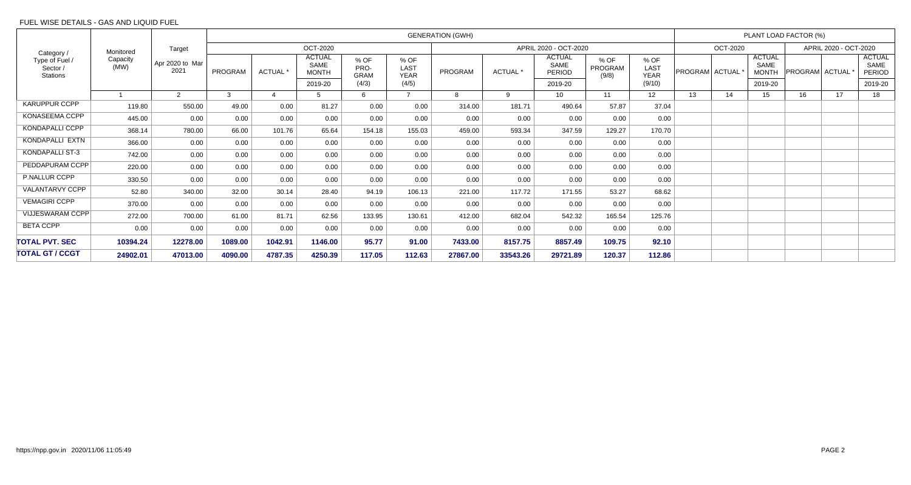FUEL WISE DETAILS - GAS AND LIQUID FUEL

| Category / Type of Fuel / Sector / Stations | Monitored Capacity (MW) | Target | GENERATION (GWH) | | | | | | | | | | PLANT LOAD FACTOR (%) | | | | | |
|---|---|---|---|---|---|---|---|---|---|---|---|---|---|---|---|---|---|---|
| | | | OCT-2020 | | | | | APRIL 2020 - OCT-2020 | | | | | OCT-2020 | | | APRIL 2020 - OCT-2020 | | |
| | | Apr 2020 to Mar 2021 | PROGRAM | ACTUAL * | ACTUAL SAME MONTH 2019-20 | % OF PRO-GRAM (4/3) | % OF LAST YEAR (4/5) | PROGRAM | ACTUAL * | ACTUAL SAME PERIOD 2019-20 | % OF PROGRAM (9/8) | % OF LAST YEAR (9/10) | PROGRAM | ACTUAL * | ACTUAL SAME MONTH 2019-20 | PROGRAM | ACTUAL * | ACTUAL SAME PERIOD 2019-20 |
| | 1 | 2 | 3 | 4 | 5 | 6 | 7 | 8 | 9 | 10 | 11 | 12 | 13 | 14 | 15 | 16 | 17 | 18 |
| KARUPPUR CCPP | 119.80 | 550.00 | 49.00 | 0.00 | 81.27 | 0.00 | 0.00 | 314.00 | 181.71 | 490.64 | 57.87 | 37.04 | | | | | | |
| KONASEEMA CCPP | 445.00 | 0.00 | 0.00 | 0.00 | 0.00 | 0.00 | 0.00 | 0.00 | 0.00 | 0.00 | 0.00 | 0.00 | | | | | | |
| KONDAPALLI CCPP | 368.14 | 780.00 | 66.00 | 101.76 | 65.64 | 154.18 | 155.03 | 459.00 | 593.34 | 347.59 | 129.27 | 170.70 | | | | | | |
| KONDAPALLI EXTN | 366.00 | 0.00 | 0.00 | 0.00 | 0.00 | 0.00 | 0.00 | 0.00 | 0.00 | 0.00 | 0.00 | 0.00 | | | | | | |
| KONDAPALLI ST-3 | 742.00 | 0.00 | 0.00 | 0.00 | 0.00 | 0.00 | 0.00 | 0.00 | 0.00 | 0.00 | 0.00 | 0.00 | | | | | | |
| PEDDAPURAM CCPP | 220.00 | 0.00 | 0.00 | 0.00 | 0.00 | 0.00 | 0.00 | 0.00 | 0.00 | 0.00 | 0.00 | 0.00 | | | | | | |
| P.NALLUR CCPP | 330.50 | 0.00 | 0.00 | 0.00 | 0.00 | 0.00 | 0.00 | 0.00 | 0.00 | 0.00 | 0.00 | 0.00 | | | | | | |
| VALANTARVY CCPP | 52.80 | 340.00 | 32.00 | 30.14 | 28.40 | 94.19 | 106.13 | 221.00 | 117.72 | 171.55 | 53.27 | 68.62 | | | | | | |
| VEMAGIRI CCPP | 370.00 | 0.00 | 0.00 | 0.00 | 0.00 | 0.00 | 0.00 | 0.00 | 0.00 | 0.00 | 0.00 | 0.00 | | | | | | |
| VIJJESWARAM CCPP | 272.00 | 700.00 | 61.00 | 81.71 | 62.56 | 133.95 | 130.61 | 412.00 | 682.04 | 542.32 | 165.54 | 125.76 | | | | | | |
| BETA CCPP | 0.00 | 0.00 | 0.00 | 0.00 | 0.00 | 0.00 | 0.00 | 0.00 | 0.00 | 0.00 | 0.00 | 0.00 | | | | | | |
| **TOTAL PVT. SEC** | **10394.24** | **12278.00** | **1089.00** | **1042.91** | **1146.00** | **95.77** | **91.00** | **7433.00** | **8157.75** | **8857.49** | **109.75** | **92.10** | | | | | | |
| **TOTAL GT / CCGT** | **24902.01** | **47013.00** | **4090.00** | **4787.35** | **4250.39** | **117.05** | **112.63** | **27867.00** | **33543.26** | **29721.89** | **120.37** | **112.86** | | | | | | |

https://npp.gov.in 2020/11/06 11:05:49